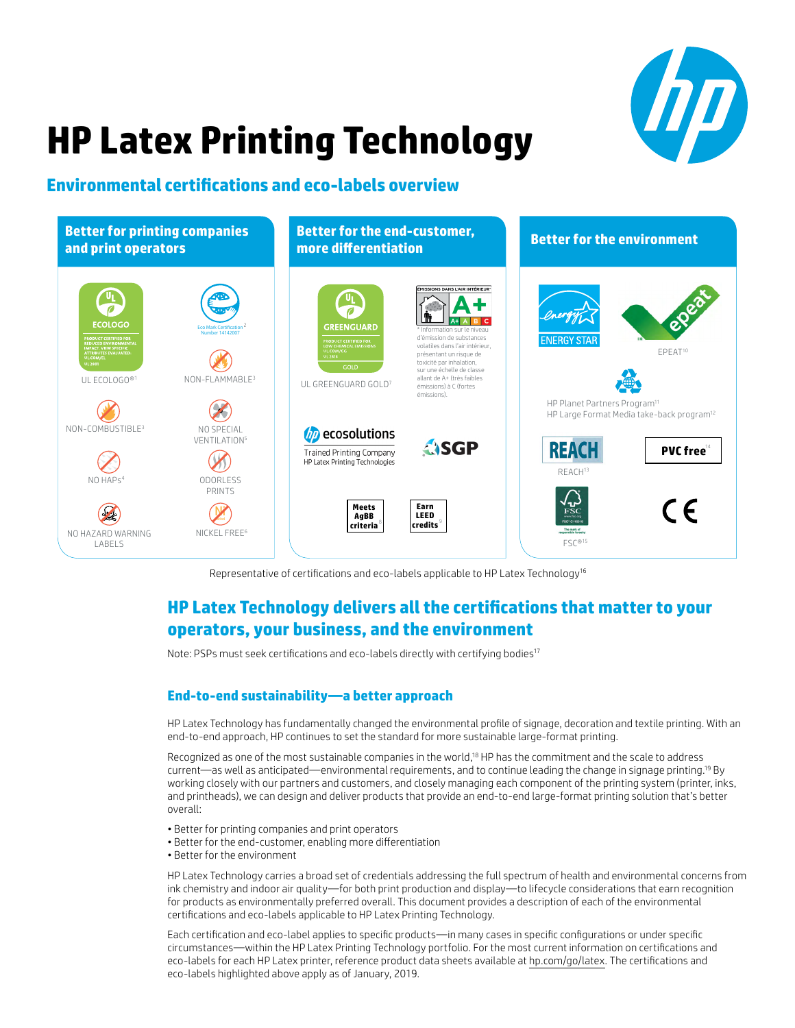# HP Latex Printing Technology

## Environmental certifications and eco-labels overview

### Better for printing companies and print operators

- UL ECOLOGO®[1]
- Eco Mark Certification Number 14142007[2]
- NON-FLAMMABLE[3]
- NON-COMBUSTIBLE[3]
- NO SPECIAL VENTILATION[5]
- NO HAPs[4]
- ODORLESS PRINTS
- NO HAZARD WARNING LABELS
- NICKEL FREE[6]

### Better for the end-customer, more differentiation

- UL GREENGUARD GOLD[7]
- ÉMISSIONS DANS L'AIR INTÉRIEUR A+

\* Information sur le niveau d'émission de substances volatiles dans l'air intérieur, présentant un risque de toxicité par inhalation, sur une échelle de classe allant de A+ (très faibles émissions) à C (fortes émissions).

- ecosolutions Trained Printing Company HP Latex Printing Technologies
- SGP
- Meets AgBB criteria[8]
- Earn LEED credits[9]

### Better for the environment

- ENERGY STAR
- EPEAT[10]
- HP Planet Partners Program[11]
- HP Large Format Media take-back program[12]
- REACH[13]
- PVC free[14]
- FSC®[15]
- CE

Representative of certifications and eco-labels applicable to HP Latex Technology[16]

## HP Latex Technology delivers all the certifications that matter to your operators, your business, and the environment

Note: PSPs must seek certifications and eco-labels directly with certifying bodies[17]

### End-to-end sustainability—a better approach

HP Latex Technology has fundamentally changed the environmental profile of signage, decoration and textile printing. With an end-to-end approach, HP continues to set the standard for more sustainable large-format printing.

Recognized as one of the most sustainable companies in the world,[18] HP has the commitment and the scale to address current—as well as anticipated—environmental requirements, and to continue leading the change in signage printing.[19] By working closely with our partners and customers, and closely managing each component of the printing system (printer, inks, and printheads), we can design and deliver products that provide an end-to-end large-format printing solution that's better overall:

- Better for printing companies and print operators
- Better for the end-customer, enabling more differentiation
- Better for the environment

HP Latex Technology carries a broad set of credentials addressing the full spectrum of health and environmental concerns from ink chemistry and indoor air quality—for both print production and display—to lifecycle considerations that earn recognition for products as environmentally preferred overall. This document provides a description of each of the environmental certifications and eco-labels applicable to HP Latex Printing Technology.

Each certification and eco-label applies to specific products—in many cases in specific configurations or under specific circumstances—within the HP Latex Printing Technology portfolio. For the most current information on certifications and eco-labels for each HP Latex printer, reference product data sheets available at hp.com/go/latex. The certifications and eco-labels highlighted above apply as of January, 2019.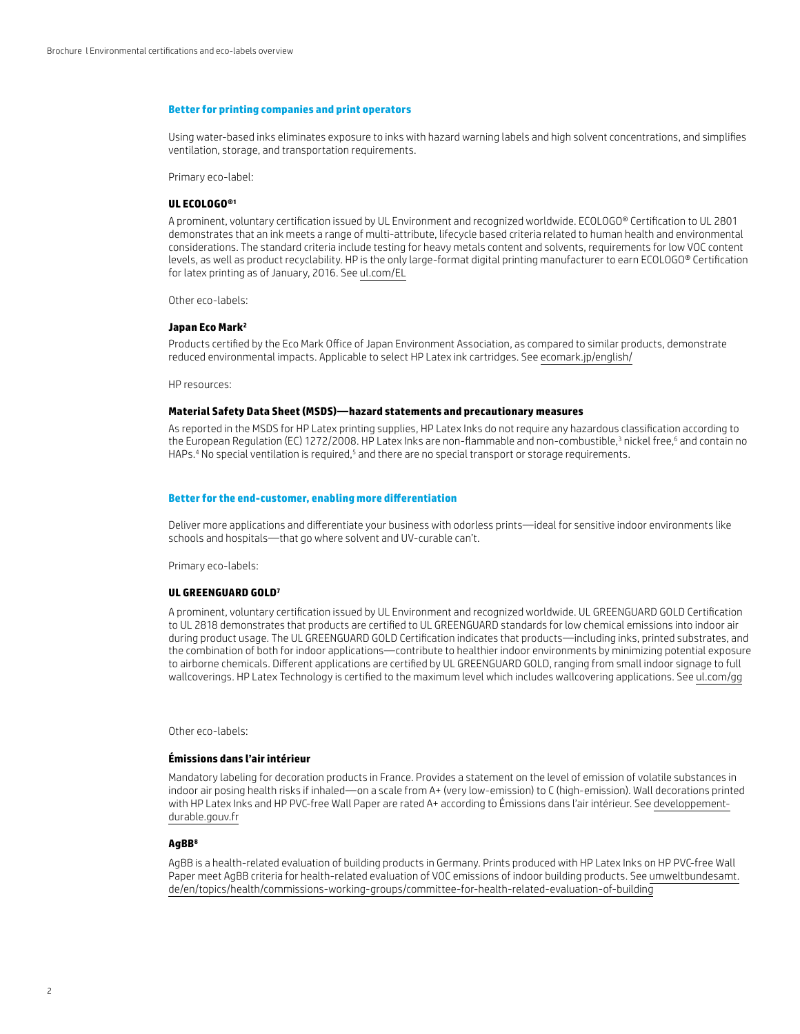## Better for printing companies and print operators

Using water-based inks eliminates exposure to inks with hazard warning labels and high solvent concentrations, and simplifies ventilation, storage, and transportation requirements.

Primary eco-label:

### UL ECOLOGO®[1]

A prominent, voluntary certification issued by UL Environment and recognized worldwide. ECOLOGO® Certification to UL 2801 demonstrates that an ink meets a range of multi-attribute, lifecycle based criteria related to human health and environmental considerations. The standard criteria include testing for heavy metals content and solvents, requirements for low VOC content levels, as well as product recyclability. HP is the only large-format digital printing manufacturer to earn ECOLOGO® Certification for latex printing as of January, 2016. See ul.com/EL

Other eco-labels:

### Japan Eco Mark[2]

Products certified by the Eco Mark Office of Japan Environment Association, as compared to similar products, demonstrate reduced environmental impacts. Applicable to select HP Latex ink cartridges. See ecomark.jp/english/

HP resources:

### Material Safety Data Sheet (MSDS)—hazard statements and precautionary measures

As reported in the MSDS for HP Latex printing supplies, HP Latex Inks do not require any hazardous classification according to the European Regulation (EC) 1272/2008. HP Latex Inks are non-flammable and non-combustible,[3] nickel free,[6] and contain no HAPs.[4] No special ventilation is required,[5] and there are no special transport or storage requirements.

## Better for the end-customer, enabling more differentiation

Deliver more applications and differentiate your business with odorless prints—ideal for sensitive indoor environments like schools and hospitals—that go where solvent and UV-curable can't.

Primary eco-labels:

### UL GREENGUARD GOLD[7]

A prominent, voluntary certification issued by UL Environment and recognized worldwide. UL GREENGUARD GOLD Certification to UL 2818 demonstrates that products are certified to UL GREENGUARD standards for low chemical emissions into indoor air during product usage. The UL GREENGUARD GOLD Certification indicates that products—including inks, printed substrates, and the combination of both for indoor applications—contribute to healthier indoor environments by minimizing potential exposure to airborne chemicals. Different applications are certified by UL GREENGUARD GOLD, ranging from small indoor signage to full wallcoverings. HP Latex Technology is certified to the maximum level which includes wallcovering applications. See ul.com/gg

Other eco-labels:

### Émissions dans l'air intérieur

Mandatory labeling for decoration products in France. Provides a statement on the level of emission of volatile substances in indoor air posing health risks if inhaled—on a scale from A+ (very low-emission) to C (high-emission). Wall decorations printed with HP Latex Inks and HP PVC-free Wall Paper are rated A+ according to Émissions dans l'air intérieur. See developpement-durable.gouv.fr

### AgBB[8]

AgBB is a health-related evaluation of building products in Germany. Prints produced with HP Latex Inks on HP PVC-free Wall Paper meet AgBB criteria for health-related evaluation of VOC emissions of indoor building products. See umweltbundesamt.de/en/topics/health/commissions-working-groups/committee-for-health-related-evaluation-of-building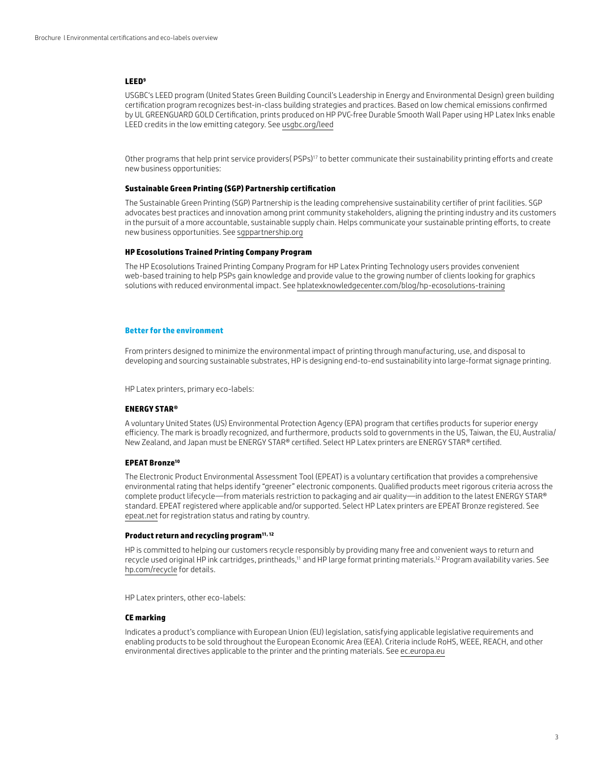### LEED[9]

USGBC's LEED program (United States Green Building Council's Leadership in Energy and Environmental Design) green building certification program recognizes best-in-class building strategies and practices. Based on low chemical emissions confirmed by UL GREENGUARD GOLD Certification, prints produced on HP PVC-free Durable Smooth Wall Paper using HP Latex Inks enable LEED credits in the low emitting category. See usgbc.org/leed

Other programs that help print service providers( PSPs)[17] to better communicate their sustainability printing efforts and create new business opportunities:

### Sustainable Green Printing (SGP) Partnership certification

The Sustainable Green Printing (SGP) Partnership is the leading comprehensive sustainability certifier of print facilities. SGP advocates best practices and innovation among print community stakeholders, aligning the printing industry and its customers in the pursuit of a more accountable, sustainable supply chain. Helps communicate your sustainable printing efforts, to create new business opportunities. See sgppartnership.org

### HP Ecosolutions Trained Printing Company Program

The HP Ecosolutions Trained Printing Company Program for HP Latex Printing Technology users provides convenient web-based training to help PSPs gain knowledge and provide value to the growing number of clients looking for graphics solutions with reduced environmental impact. See hplatexknowledgecenter.com/blog/hp-ecosolutions-training

## Better for the environment

From printers designed to minimize the environmental impact of printing through manufacturing, use, and disposal to developing and sourcing sustainable substrates, HP is designing end-to-end sustainability into large-format signage printing.

HP Latex printers, primary eco-labels:

### ENERGY STAR®

A voluntary United States (US) Environmental Protection Agency (EPA) program that certifies products for superior energy efficiency. The mark is broadly recognized, and furthermore, products sold to governments in the US, Taiwan, the EU, Australia/New Zealand, and Japan must be ENERGY STAR® certified. Select HP Latex printers are ENERGY STAR® certified.

### EPEAT Bronze[10]

The Electronic Product Environmental Assessment Tool (EPEAT) is a voluntary certification that provides a comprehensive environmental rating that helps identify "greener" electronic components. Qualified products meet rigorous criteria across the complete product lifecycle—from materials restriction to packaging and air quality—in addition to the latest ENERGY STAR® standard. EPEAT registered where applicable and/or supported. Select HP Latex printers are EPEAT Bronze registered. See epeat.net for registration status and rating by country.

### Product return and recycling program[11, 12]

HP is committed to helping our customers recycle responsibly by providing many free and convenient ways to return and recycle used original HP ink cartridges, printheads,[11] and HP large format printing materials.[12] Program availability varies. See hp.com/recycle for details.

HP Latex printers, other eco-labels:

### CE marking

Indicates a product's compliance with European Union (EU) legislation, satisfying applicable legislative requirements and enabling products to be sold throughout the European Economic Area (EEA). Criteria include RoHS, WEEE, REACH, and other environmental directives applicable to the printer and the printing materials. See ec.europa.eu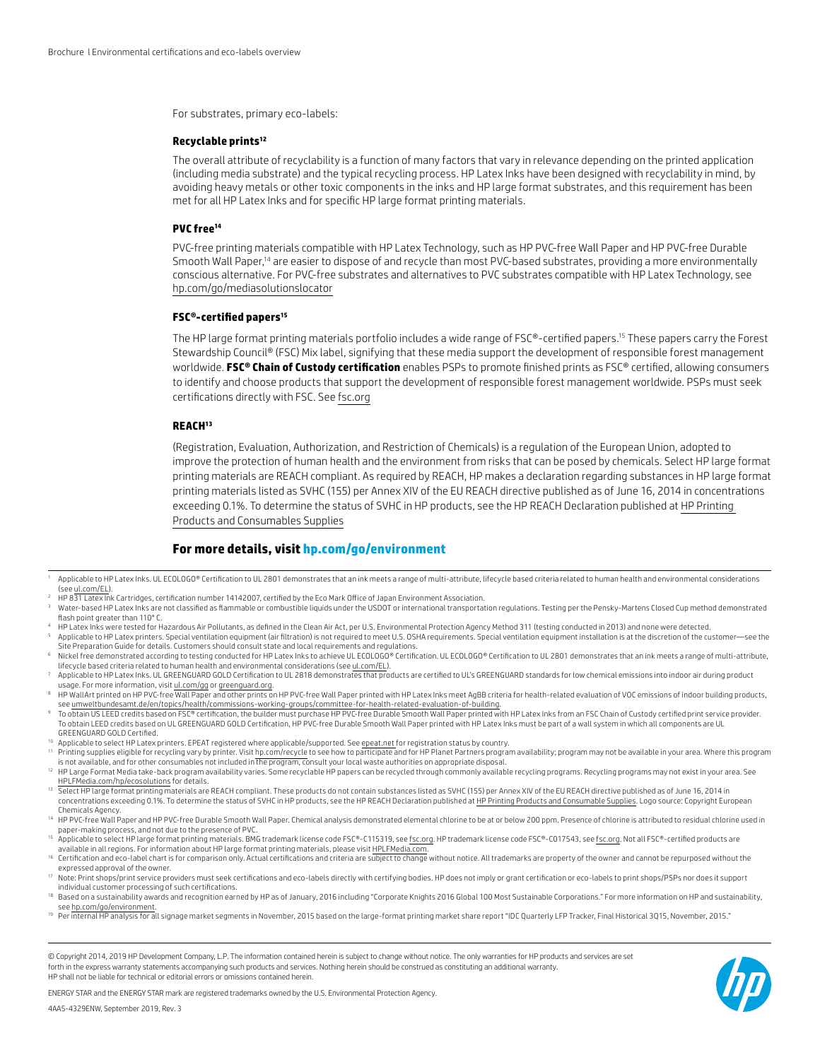For substrates, primary eco-labels:

### Recyclable prints[12]

The overall attribute of recyclability is a function of many factors that vary in relevance depending on the printed application (including media substrate) and the typical recycling process. HP Latex Inks have been designed with recyclability in mind, by avoiding heavy metals or other toxic components in the inks and HP large format substrates, and this requirement has been met for all HP Latex Inks and for specific HP large format printing materials.

### PVC free[14]

PVC-free printing materials compatible with HP Latex Technology, such as HP PVC-free Wall Paper and HP PVC-free Durable Smooth Wall Paper,[14] are easier to dispose of and recycle than most PVC-based substrates, providing a more environmentally conscious alternative. For PVC-free substrates and alternatives to PVC substrates compatible with HP Latex Technology, see hp.com/go/mediasolutionslocator

### FSC®-certified papers[15]

The HP large format printing materials portfolio includes a wide range of FSC®-certified papers.[15] These papers carry the Forest Stewardship Council® (FSC) Mix label, signifying that these media support the development of responsible forest management worldwide. **FSC® Chain of Custody certification** enables PSPs to promote finished prints as FSC® certified, allowing consumers to identify and choose products that support the development of responsible forest management worldwide. PSPs must seek certifications directly with FSC. See fsc.org

### REACH[13]

(Registration, Evaluation, Authorization, and Restriction of Chemicals) is a regulation of the European Union, adopted to improve the protection of human health and the environment from risks that can be posed by chemicals. Select HP large format printing materials are REACH compliant. As required by REACH, HP makes a declaration regarding substances in HP large format printing materials listed as SVHC (155) per Annex XIV of the EU REACH directive published as of June 16, 2014 in concentrations exceeding 0.1%. To determine the status of SVHC in HP products, see the HP REACH Declaration published at HP Printing Products and Consumables Supplies

## For more details, visit hp.com/go/environment

1. Applicable to HP Latex Inks. UL ECOLOGO® Certification to UL 2801 demonstrates that an ink meets a range of multi-attribute, lifecycle based criteria related to human health and environmental considerations (see ul.com/EL).
2. HP 831 Latex Ink Cartridges, certification number 14142007, certified by the Eco Mark Office of Japan Environment Association.
3. Water-based HP Latex Inks are not classified as flammable or combustible liquids under the USDOT or international transportation regulations. Testing per the Pensky-Martens Closed Cup method demonstrated flash point greater than 110° C.
4. HP Latex Inks were tested for Hazardous Air Pollutants, as defined in the Clean Air Act, per U.S. Environmental Protection Agency Method 311 (testing conducted in 2013) and none were detected.
5. Applicable to HP Latex printers. Special ventilation equipment (air filtration) is not required to meet U.S. OSHA requirements. Special ventilation equipment installation is at the discretion of the customer—see the Site Preparation Guide for details. Customers should consult state and local requirements and regulations.
6. Nickel free demonstrated according to testing conducted for HP Latex Inks to achieve UL ECOLOGO® Certification. UL ECOLOGO® Certification to UL 2801 demonstrates that an ink meets a range of multi-attribute, lifecycle based criteria related to human health and environmental considerations (see ul.com/EL).
7. Applicable to HP Latex Inks. UL GREENGUARD GOLD Certification to UL 2818 demonstrates that products are certified to UL's GREENGUARD standards for low chemical emissions into indoor air during product usage. For more information, visit ul.com/gg or greenguard.org.
8. HP WallArt printed on HP PVC-free Wall Paper and other prints on HP PVC-free Wall Paper printed with HP Latex Inks meet AgBB criteria for health-related evaluation of VOC emissions of indoor building products, see umweltbundesamt.de/en/topics/health/commissions-working-groups/committee-for-health-related-evaluation-of-building.
9. To obtain US LEED credits based on FSC® certification, the builder must purchase HP PVC-free Durable Smooth Wall Paper printed with HP Latex Inks from an FSC Chain of Custody certified print service provider. To obtain LEED credits based on UL GREENGUARD GOLD Certification, HP PVC-free Durable Smooth Wall Paper printed with HP Latex Inks must be part of a wall system in which all components are UL GREENGUARD GOLD Certified.
10. Applicable to select HP Latex printers. EPEAT registered where applicable/supported. See epeat.net for registration status by country.
11. Printing supplies eligible for recycling vary by printer. Visit hp.com/recycle to see how to participate and for HP Planet Partners program availability; program may not be available in your area. Where this program is not available, and for other consumables not included in the program, consult your local waste authorities on appropriate disposal.
12. HP Large Format Media take-back program availability varies. Some recyclable HP papers can be recycled through commonly available recycling programs. Recycling programs may not exist in your area. See HPLFMedia.com/hp/ecosolutions for details.
13. Select HP large format printing materials are REACH compliant. These products do not contain substances listed as SVHC (155) per Annex XIV of the EU REACH directive published as of June 16, 2014 in concentrations exceeding 0.1%. To determine the status of SVHC in HP products, see the HP REACH Declaration published at HP Printing Products and Consumable Supplies. Logo source: Copyright European Chemicals Agency.
14. HP PVC-free Wall Paper and HP PVC-free Durable Smooth Wall Paper. Chemical analysis demonstrated elemental chlorine to be at or below 200 ppm. Presence of chlorine is attributed to residual chlorine used in paper-making process, and not due to the presence of PVC.
15. Applicable to select HP large format printing materials. BMG trademark license code FSC®-C115319, see fsc.org. HP trademark license code FSC®-C017543, see fsc.org. Not all FSC®-certified products are available in all regions. For information about HP large format printing materials, please visit HPLFMedia.com.
16. Certification and eco-label chart is for comparison only. Actual certifications and criteria are subject to change without notice. All trademarks are property of the owner and cannot be repurposed without the expressed approval of the owner.
17. Note: Print shops/print service providers must seek certifications and eco-labels directly with certifying bodies. HP does not imply or grant certification or eco-labels to print shops/PSPs nor does it support individual customer processing of such certifications.
18. Based on a sustainability awards and recognition earned by HP as of January, 2016 including "Corporate Knights 2016 Global 100 Most Sustainable Corporations." For more information on HP and sustainability, see hp.com/go/environment.
19. Per internal HP analysis for all signage market segments in November, 2015 based on the large-format printing market share report "IDC Quarterly LFP Tracker, Final Historical 3Q15, November, 2015."

© Copyright 2014, 2019 HP Development Company, L.P. The information contained herein is subject to change without notice. The only warranties for HP products and services are set forth in the express warranty statements accompanying such products and services. Nothing herein should be construed as constituting an additional warranty. HP shall not be liable for technical or editorial errors or omissions contained herein.

ENERGY STAR and the ENERGY STAR mark are registered trademarks owned by the U.S. Environmental Protection Agency.

4AA5-4329ENW, September 2019, Rev. 3